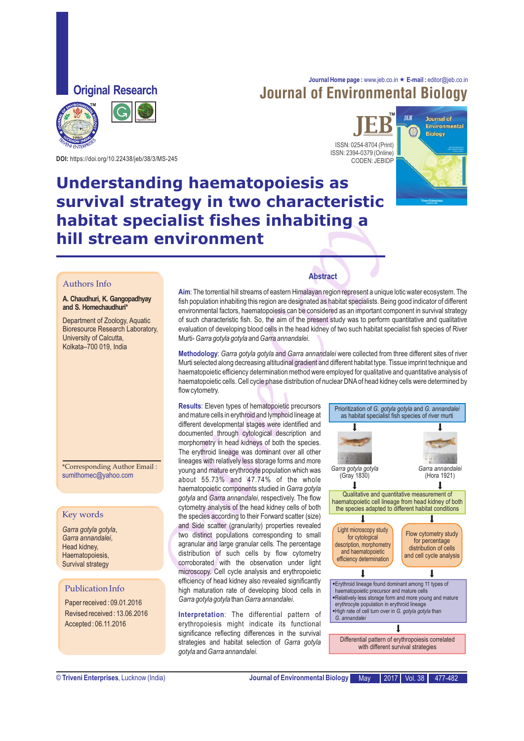Original Research

DOI: https://doi.org/10.22438/jeb/38/3/MS-245

Journal Home page : www.jeb.co.in ★ E-mail : editor@jeb.co.in

**Journal of Environmental Biology**

ISSN: 0254-8704 (Print)
ISSN: 2394-0379 (Online)
CODEN: JEBIDP

# Understanding haematopoiesis as survival strategy in two characteristic habitat specialist fishes inhabiting a hill stream environment

## Authors Info

**A. Chaudhuri, K. Gangopadhyay and S. Homechaudhuri***

Department of Zoology, Aquatic Bioresource Research Laboratory, University of Calcutta, Kolkata–700 019, India

*Corresponding Author Email : sumithomec@yahoo.com

## Key words

*Garra gotyla gotyla*, *Garra annandalei*, Head kidney, Haematopoiesis, Survival strategy

## Publication Info

Paper received : 09.01.2016
Revised received : 13.06.2016
Accepted : 06.11.2016

## Abstract

**Aim**: The torrential hill streams of eastern Himalayan region represent a unique lotic water ecosystem. The fish population inhabiting this region are designated as habitat specialists. Being good indicator of different environmental factors, haematopoiesis can be considered as an important component in survival strategy of such characteristic fish. So, the aim of the present study was to perform quantitative and qualitative evaluation of developing blood cells in the head kidney of two such habitat specialist fish species of River Murti- *Garra gotyla gotyla* and *Garra annandalei*.

**Methodology**: *Garra gotyla gotyla* and *Garra annandalei* were collected from three different sites of river Murti selected along decreasing altitudinal gradient and different habitat type. Tissue imprint technique and haematopoietic efficiency determination method were employed for qualitative and quantitative analysis of haematopoietic cells. Cell cycle phase distribution of nuclear DNA of head kidney cells were determined by flow cytometry.

**Results**: Eleven types of hematopoietic precursors and mature cells in erythroid and lymphoid lineage at different developmental stages were identified and documented through cytological description and morphometry in head kidneys of both the species. The erythroid lineage was dominant over all other lineages with relatively less storage forms and more young and mature erythrocyte population which was about 55.73% and 47.74% of the whole haematopoietic components studied in *Garra gotyla gotyla* and *Garra annandalei*, respectively. The flow cytometry analysis of the head kidney cells of both the species according to their Forward scatter (size) and Side scatter (granularity) properties revealed two distinct populations corresponding to small agranular and large granular cells. The percentage distribution of such cells by flow cytometry corroborated with the observation under light microscopy. Cell cycle analysis and erythropoietic efficiency of head kidney also revealed significantly high maturation rate of developing blood cells in *Garra gotyla gotyla* than *Garra annandalei*.

**Interpretation**: The differential pattern of erythropoiesis might indicate its functional significance reflecting differences in the survival strategies and habitat selection of *Garra gotyla gotyla* and *Garra annandalei*.

Prioritization of *G. gotyla gotyla* and *G. annandalei* as habitat specialist fish species of river murti

*Garra gotyla gotyla* (Gray 1830) | *Garra annandalei* (Hora 1921)

Qualitative and quantitative measurement of haematopoietic cell lineage from head kidney of both the species adapted to different habitat conditions

Light microscopy study for cytological description, morphometry and haematopoietic efficiency determination | Flow cytometry study for percentage distribution of cells and cell cycle analysis

- Erythroid lineage found dominant among 11 types of haematopoietic precursor and mature cells
- Relatively less storage form and more young and mature erythrocyte population in erythroid lineage
- High rate of cell turn over in *G. gotyla gotyla* than *G. annandalei*

Differential pattern of erythropoiesis correlated with different survival strategies

© Triveni Enterprises, Lucknow (India)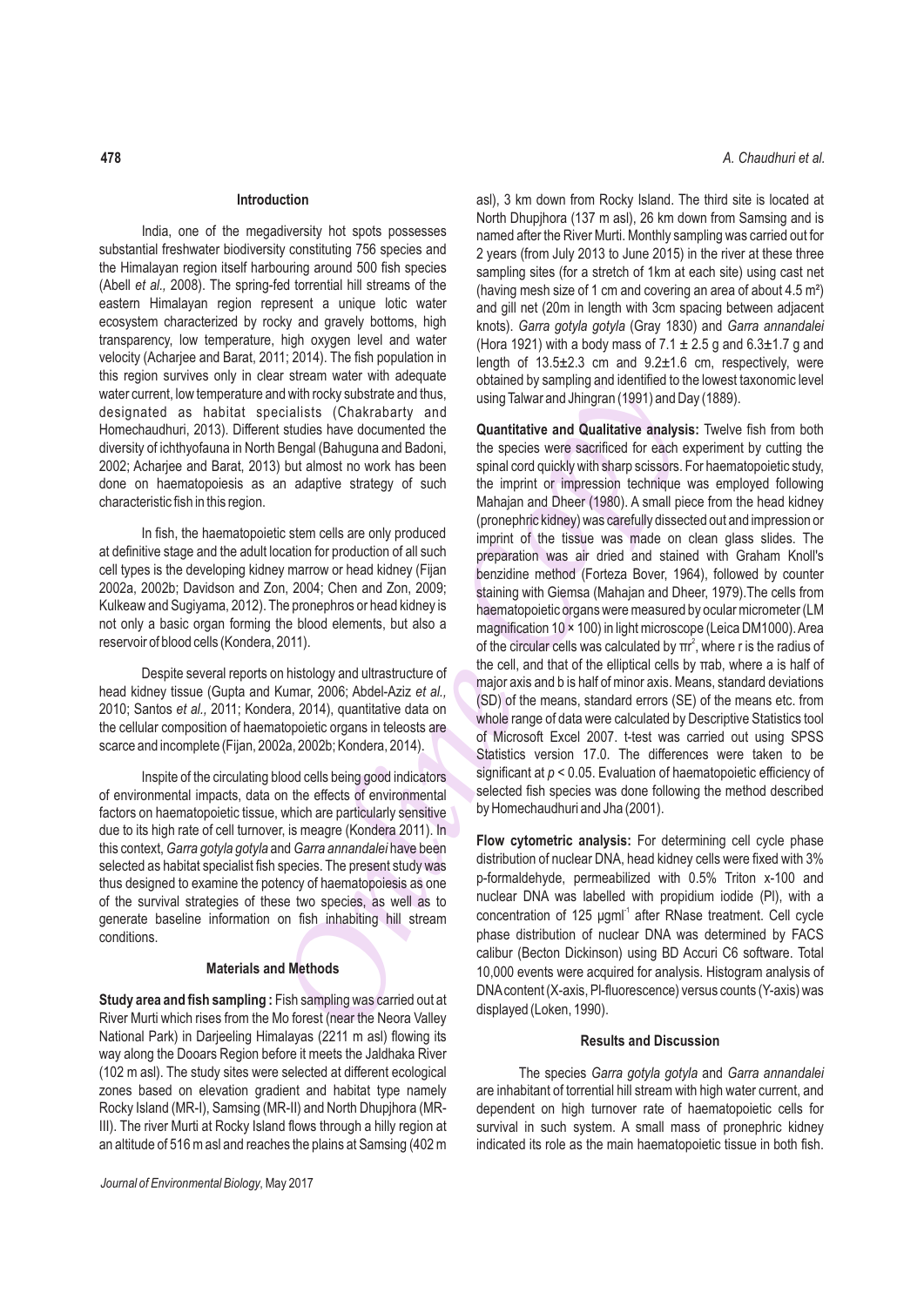## Introduction

India, one of the megadiversity hot spots possesses substantial freshwater biodiversity constituting 756 species and the Himalayan region itself harbouring around 500 fish species (Abell *et al.,* 2008). The spring-fed torrential hill streams of the eastern Himalayan region represent a unique lotic water ecosystem characterized by rocky and gravely bottoms, high transparency, low temperature, high oxygen level and water velocity (Acharjee and Barat, 2011; 2014). The fish population in this region survives only in clear stream water with adequate water current, low temperature and with rocky substrate and thus, designated as habitat specialists (Chakrabarty and Homechaudhuri, 2013). Different studies have documented the diversity of ichthyofauna in North Bengal (Bahuguna and Badoni, 2002; Acharjee and Barat, 2013) but almost no work has been done on haematopoiesis as an adaptive strategy of such characteristic fish in this region.

In fish, the haematopoietic stem cells are only produced at definitive stage and the adult location for production of all such cell types is the developing kidney marrow or head kidney (Fijan 2002a, 2002b; Davidson and Zon, 2004; Chen and Zon, 2009; Kulkeaw and Sugiyama, 2012). The pronephros or head kidney is not only a basic organ forming the blood elements, but also a reservoir of blood cells (Kondera, 2011).

Despite several reports on histology and ultrastructure of head kidney tissue (Gupta and Kumar, 2006; Abdel-Aziz *et al.,* 2010; Santos *et al.,* 2011; Kondera, 2014), quantitative data on the cellular composition of haematopoietic organs in teleosts are scarce and incomplete (Fijan, 2002a, 2002b; Kondera, 2014).

Inspite of the circulating blood cells being good indicators of environmental impacts, data on the effects of environmental factors on haematopoietic tissue, which are particularly sensitive due to its high rate of cell turnover, is meagre (Kondera 2011). In this context, *Garra gotyla gotyla* and *Garra annandalei* have been selected as habitat specialist fish species. The present study was thus designed to examine the potency of haematopoiesis as one of the survival strategies of these two species, as well as to generate baseline information on fish inhabiting hill stream conditions.

## Materials and Methods

**Study area and fish sampling :** Fish sampling was carried out at River Murti which rises from the Mo forest (near the Neora Valley National Park) in Darjeeling Himalayas (2211 m asl) flowing its way along the Dooars Region before it meets the Jaldhaka River (102 m asl). The study sites were selected at different ecological zones based on elevation gradient and habitat type namely Rocky Island (MR-I), Samsing (MR-II) and North Dhupjhora (MR-III). The river Murti at Rocky Island flows through a hilly region at an altitude of 516 m asl and reaches the plains at Samsing (402 m asl), 3 km down from Rocky Island. The third site is located at North Dhupjhora (137 m asl), 26 km down from Samsing and is named after the River Murti. Monthly sampling was carried out for 2 years (from July 2013 to June 2015) in the river at these three sampling sites (for a stretch of 1km at each site) using cast net (having mesh size of 1 cm and covering an area of about 4.5 m²) and gill net (20m in length with 3cm spacing between adjacent knots). *Garra gotyla gotyla* (Gray 1830) and *Garra annandalei* (Hora 1921) with a body mass of 7.1 ± 2.5 g and 6.3±1.7 g and length of 13.5±2.3 cm and 9.2±1.6 cm, respectively, were obtained by sampling and identified to the lowest taxonomic level using Talwar and Jhingran (1991) and Day (1889).

**Quantitative and Qualitative analysis:** Twelve fish from both the species were sacrificed for each experiment by cutting the spinal cord quickly with sharp scissors. For haematopoietic study, the imprint or impression technique was employed following Mahajan and Dheer (1980). A small piece from the head kidney (pronephric kidney) was carefully dissected out and impression or imprint of the tissue was made on clean glass slides. The preparation was air dried and stained with Graham Knoll's benzidine method (Forteza Bover, 1964), followed by counter staining with Giemsa (Mahajan and Dheer, 1979).The cells from haematopoietic organs were measured by ocular micrometer (LM magnification 10 × 100) in light microscope (Leica DM1000). Area of the circular cells was calculated by $\pi r^2$, where r is the radius of the cell, and that of the elliptical cells by $\pi ab$, where a is half of major axis and b is half of minor axis. Means, standard deviations (SD) of the means, standard errors (SE) of the means etc. from whole range of data were calculated by Descriptive Statistics tool of Microsoft Excel 2007. t-test was carried out using SPSS Statistics version 17.0. The differences were taken to be significant at $p < 0.05$. Evaluation of haematopoietic efficiency of selected fish species was done following the method described by Homechaudhuri and Jha (2001).

**Flow cytometric analysis:** For determining cell cycle phase distribution of nuclear DNA, head kidney cells were fixed with 3% p-formaldehyde, permeabilized with 0.5% Triton x-100 and nuclear DNA was labelled with propidium iodide (PI), with a concentration of 125 μgml$^{-1}$ after RNase treatment. Cell cycle phase distribution of nuclear DNA was determined by FACS calibur (Becton Dickinson) using BD Accuri C6 software. Total 10,000 events were acquired for analysis. Histogram analysis of DNA content (X-axis, PI-fluorescence) versus counts (Y-axis) was displayed (Loken, 1990).

## Results and Discussion

The species *Garra gotyla gotyla* and *Garra annandalei* are inhabitant of torrential hill stream with high water current, and dependent on high turnover rate of haematopoietic cells for survival in such system. A small mass of pronephric kidney indicated its role as the main haematopoietic tissue in both fish.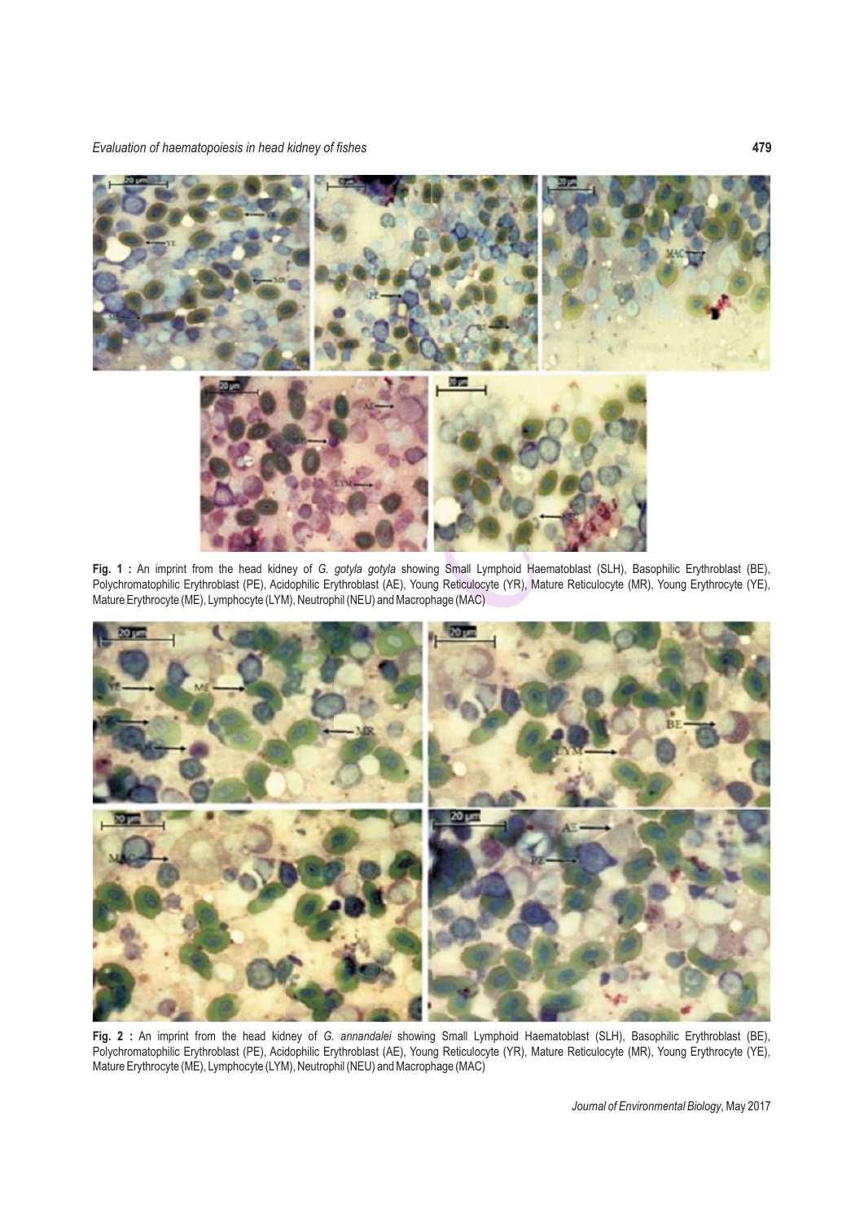**Fig. 1 :** An imprint from the head kidney of *G. gotyla gotyla* showing Small Lymphoid Haematoblast (SLH), Basophilic Erythroblast (BE), Polychromatophilic Erythroblast (PE), Acidophilic Erythroblast (AE), Young Reticulocyte (YR), Mature Reticulocyte (MR), Young Erythrocyte (YE), Mature Erythrocyte (ME), Lymphocyte (LYM), Neutrophil (NEU) and Macrophage (MAC)

**Fig. 2 :** An imprint from the head kidney of *G. annandalei* showing Small Lymphoid Haematoblast (SLH), Basophilic Erythroblast (BE), Polychromatophilic Erythroblast (PE), Acidophilic Erythroblast (AE), Young Reticulocyte (YR), Mature Reticulocyte (MR), Young Erythrocyte (YE), Mature Erythrocyte (ME), Lymphocyte (LYM), Neutrophil (NEU) and Macrophage (MAC)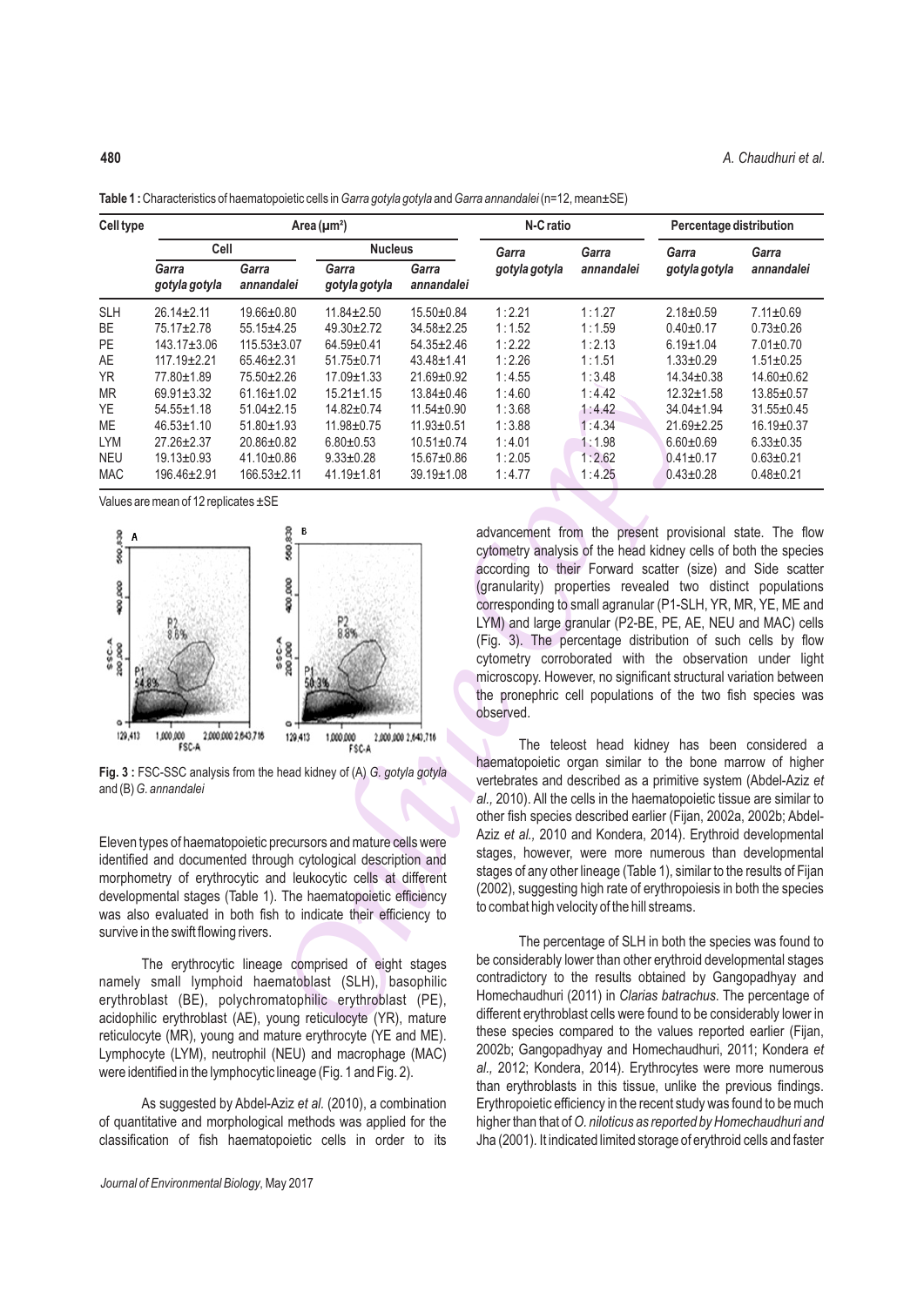**Table 1 :** Characteristics of haematopoietic cells in *Garra gotyla gotyla* and *Garra annandalei* (n=12, mean±SE)

| Cell type | Area (µm²) | | | | N-C ratio | | Percentage distribution | |
|---|---|---|---|---|---|---|---|---|
| | Cell | | Nucleus | | *Garra gotyla gotyla* | *Garra annandalei* | *Garra gotyla gotyla* | *Garra annandalei* |
| | *Garra gotyla gotyla* | *Garra annandalei* | *Garra gotyla gotyla* | *Garra annandalei* | | | | |
| SLH | 26.14±2.11 | 19.66±0.80 | 11.84±2.50 | 15.50±0.84 | 1 : 2.21 | 1 : 1.27 | 2.18±0.59 | 7.11±0.69 |
| BE | 75.17±2.78 | 55.15±4.25 | 49.30±2.72 | 34.58±2.25 | 1 : 1.52 | 1 : 1.59 | 0.40±0.17 | 0.73±0.26 |
| PE | 143.17±3.06 | 115.53±3.07 | 64.59±0.41 | 54.35±2.46 | 1 : 2.22 | 1 : 2.13 | 6.19±1.04 | 7.01±0.70 |
| AE | 117.19±2.21 | 65.46±2.31 | 51.75±0.71 | 43.48±1.41 | 1 : 2.26 | 1 : 1.51 | 1.33±0.29 | 1.51±0.25 |
| YR | 77.80±1.89 | 75.50±2.26 | 17.09±1.33 | 21.69±0.92 | 1 : 4.55 | 1 : 3.48 | 14.34±0.38 | 14.60±0.62 |
| MR | 69.91±3.32 | 61.16±1.02 | 15.21±1.15 | 13.84±0.46 | 1 : 4.60 | 1 : 4.42 | 12.32±1.58 | 13.85±0.57 |
| YE | 54.55±1.18 | 51.04±2.15 | 14.82±0.74 | 11.54±0.90 | 1 : 3.68 | 1 : 4.42 | 34.04±1.94 | 31.55±0.45 |
| ME | 46.53±1.10 | 51.80±1.93 | 11.98±0.75 | 11.93±0.51 | 1 : 3.88 | 1 : 4.34 | 21.69±2.25 | 16.19±0.37 |
| LYM | 27.26±2.37 | 20.86±0.82 | 6.80±0.53 | 10.51±0.74 | 1 : 4.01 | 1 : 1.98 | 6.60±0.69 | 6.33±0.35 |
| NEU | 19.13±0.93 | 41.10±0.86 | 9.33±0.28 | 15.67±0.86 | 1 : 2.05 | 1 : 2.62 | 0.41±0.17 | 0.63±0.21 |
| MAC | 196.46±2.91 | 166.53±2.11 | 41.19±1.81 | 39.19±1.08 | 1 : 4.77 | 1 : 4.25 | 0.43±0.28 | 0.48±0.21 |

Values are mean of 12 replicates ±SE

**Fig. 3 :** FSC-SSC analysis from the head kidney of (A) *G. gotyla gotyla* and (B) *G. annandalei*

Eleven types of haematopoietic precursors and mature cells were identified and documented through cytological description and morphometry of erythrocytic and leukocytic cells at different developmental stages (Table 1). The haematopoietic efficiency was also evaluated in both fish to indicate their efficiency to survive in the swift flowing rivers.

The erythrocytic lineage comprised of eight stages namely small lymphoid haematoblast (SLH), basophilic erythroblast (BE), polychromatophilic erythroblast (PE), acidophilic erythroblast (AE), young reticulocyte (YR), mature reticulocyte (MR), young and mature erythrocyte (YE and ME). Lymphocyte (LYM), neutrophil (NEU) and macrophage (MAC) were identified in the lymphocytic lineage (Fig. 1 and Fig. 2).

As suggested by Abdel-Aziz *et al.* (2010), a combination of quantitative and morphological methods was applied for the classification of fish haematopoietic cells in order to its advancement from the present provisional state. The flow cytometry analysis of the head kidney cells of both the species according to their Forward scatter (size) and Side scatter (granularity) properties revealed two distinct populations corresponding to small agranular (P1-SLH, YR, MR, YE, ME and LYM) and large granular (P2-BE, PE, AE, NEU and MAC) cells (Fig. 3). The percentage distribution of such cells by flow cytometry corroborated with the observation under light microscopy. However, no significant structural variation between the pronephric cell populations of the two fish species was observed.

The teleost head kidney has been considered a haematopoietic organ similar to the bone marrow of higher vertebrates and described as a primitive system (Abdel-Aziz *et al.,* 2010). All the cells in the haematopoietic tissue are similar to other fish species described earlier (Fijan, 2002a, 2002b; Abdel-Aziz *et al.,* 2010 and Kondera, 2014). Erythroid developmental stages, however, were more numerous than developmental stages of any other lineage (Table 1), similar to the results of Fijan (2002), suggesting high rate of erythropoiesis in both the species to combat high velocity of the hill streams.

The percentage of SLH in both the species was found to be considerably lower than other erythroid developmental stages contradictory to the results obtained by Gangopadhyay and Homechaudhuri (2011) in *Clarias batrachus.* The percentage of different erythroblast cells were found to be considerably lower in these species compared to the values reported earlier (Fijan, 2002b; Gangopadhyay and Homechaudhuri, 2011; Kondera *et al.,* 2012; Kondera, 2014). Erythrocytes were more numerous than erythroblasts in this tissue, unlike the previous findings. Erythropoietic efficiency in the recent study was found to be much higher than that of *O. niloticus as reported by Homechaudhuri and* Jha (2001). It indicated limited storage of erythroid cells and faster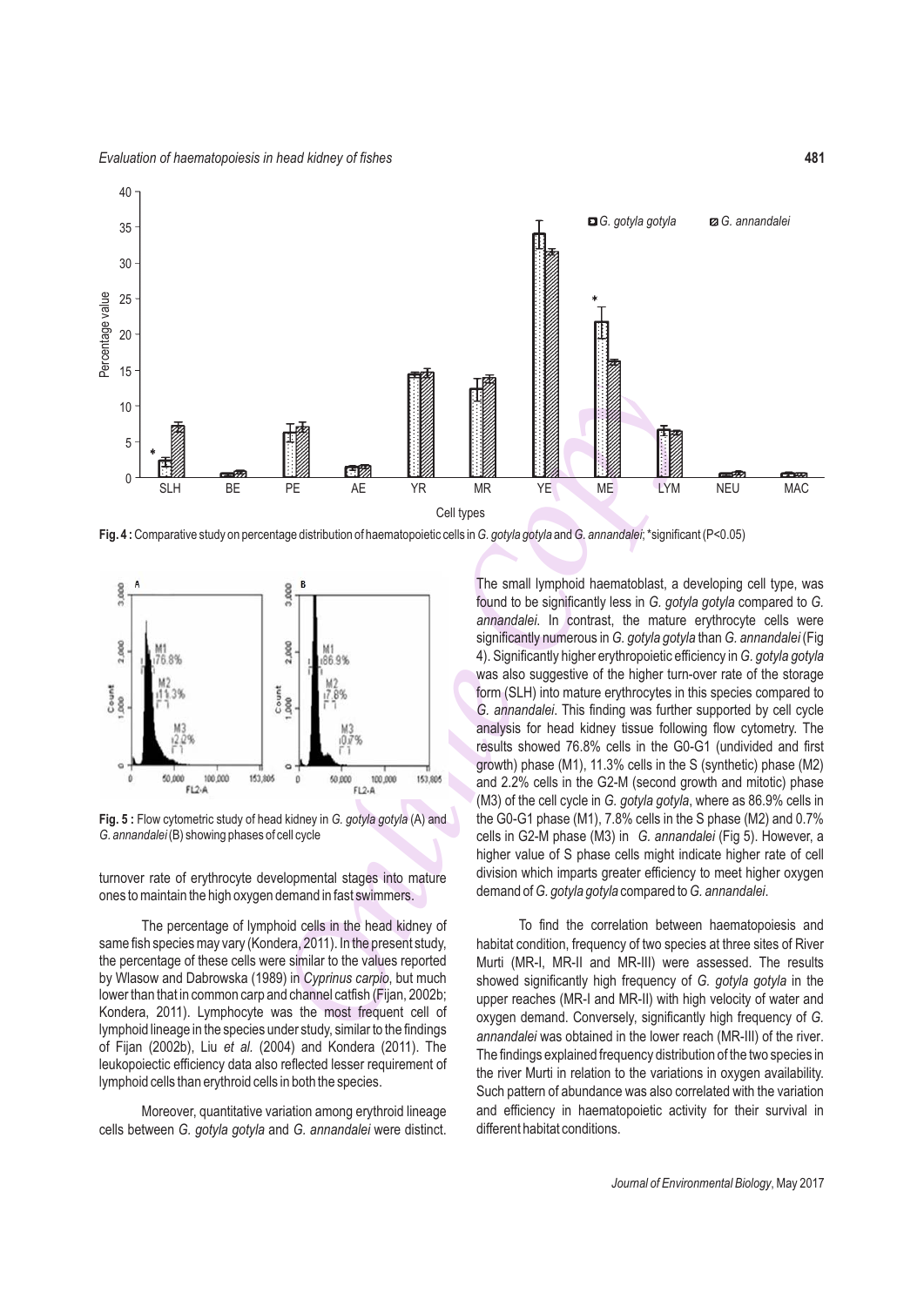**Fig. 4 :** Comparative study on percentage distribution of haematopoietic cells in *G. gotyla gotyla* and *G. annandalei*; *significant (P<0.05)

**Fig. 5 :** Flow cytometric study of head kidney in *G. gotyla gotyla* (A) and *G. annandalei* (B) showing phases of cell cycle

turnover rate of erythrocyte developmental stages into mature ones to maintain the high oxygen demand in fast swimmers.

The percentage of lymphoid cells in the head kidney of same fish species may vary (Kondera, 2011). In the present study, the percentage of these cells were similar to the values reported by Wlasow and Dabrowska (1989) in *Cyprinus carpio*, but much lower than that in common carp and channel catfish (Fijan, 2002b; Kondera, 2011). Lymphocyte was the most frequent cell of lymphoid lineage in the species under study, similar to the findings of Fijan (2002b), Liu *et al.* (2004) and Kondera (2011). The leukopoiectic efficiency data also reflected lesser requirement of lymphoid cells than erythroid cells in both the species.

Moreover, quantitative variation among erythroid lineage cells between *G. gotyla gotyla* and *G. annandalei* were distinct. The small lymphoid haematoblast, a developing cell type, was found to be significantly less in *G. gotyla gotyla* compared to *G. annandalei*. In contrast, the mature erythrocyte cells were significantly numerous in *G. gotyla gotyla* than *G. annandalei* (Fig 4). Significantly higher erythropoietic efficiency in *G. gotyla gotyla* was also suggestive of the higher turn-over rate of the storage form (SLH) into mature erythrocytes in this species compared to *G. annandalei*. This finding was further supported by cell cycle analysis for head kidney tissue following flow cytometry. The results showed 76.8% cells in the G0-G1 (undivided and first growth) phase (M1), 11.3% cells in the S (synthetic) phase (M2) and 2.2% cells in the G2-M (second growth and mitotic) phase (M3) of the cell cycle in *G. gotyla gotyla*, where as 86.9% cells in the G0-G1 phase (M1), 7.8% cells in the S phase (M2) and 0.7% cells in G2-M phase (M3) in *G. annandalei* (Fig 5). However, a higher value of S phase cells might indicate higher rate of cell division which imparts greater efficiency to meet higher oxygen demand of *G. gotyla gotyla* compared to *G. annandalei*.

To find the correlation between haematopoiesis and habitat condition, frequency of two species at three sites of River Murti (MR-I, MR-II and MR-III) were assessed. The results showed significantly high frequency of *G. gotyla gotyla* in the upper reaches (MR-I and MR-II) with high velocity of water and oxygen demand. Conversely, significantly high frequency of *G. annandalei* was obtained in the lower reach (MR-III) of the river. The findings explained frequency distribution of the two species in the river Murti in relation to the variations in oxygen availability. Such pattern of abundance was also correlated with the variation and efficiency in haematopoietic activity for their survival in different habitat conditions.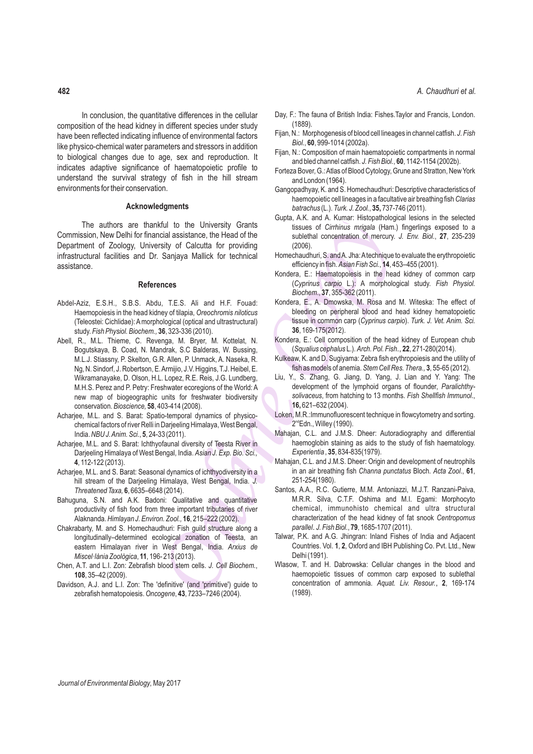In conclusion, the quantitative differences in the cellular composition of the head kidney in different species under study have been reflected indicating influence of environmental factors like physico-chemical water parameters and stressors in addition to biological changes due to age, sex and reproduction. It indicates adaptive significance of haematopoietic profile to understand the survival strategy of fish in the hill stream environments for their conservation.

## Acknowledgments

The authors are thankful to the University Grants Commission, New Delhi for financial assistance, the Head of the Department of Zoology, University of Calcutta for providing infrastructural facilities and Dr. Sanjaya Mallick for technical assistance.

## References

- Abdel-Aziz, E.S.H., S.B.S. Abdu, T.E.S. Ali and H.F. Fouad: Haemopoiesis in the head kidney of tilapia, *Oreochromis niloticus* (Teleostei: Cichlidae): A morphological (optical and ultrastructural) study. *Fish Physiol. Biochem.*, **36**, 323-336 (2010).
- Abell, R., M.L. Thieme, C. Revenga, M. Bryer, M. Kottelat, N. Bogutskaya, B. Coad, N. Mandrak, S.C Balderas, W. Bussing, M.L.J. Stiassny, P. Skelton, G.R. Allen, P. Unmack, A. Naseka, R. Ng, N. Sindorf, J. Robertson, E. Armijio, J.V. Higgins, T.J. Heibel, E. Wikramanayake, D. Olson, H.L. Lopez, R.E. Reis, J.G. Lundberg, M.H.S. Perez and P. Petry: Freshwater ecoregions of the World: A new map of biogeographic units for freshwater biodiversity conservation. *Bioscience,* **58**, 403-414 (2008).
- Acharjee, M.L. and S. Barat: Spatio-temporal dynamics of physico-chemical factors of river Relli in Darjeeling Himalaya, West Bengal, India. *NBU J. Anim. Sci.*, **5**, 24-33 (2011).
- Acharjee, M.L. and S. Barat: Ichthyofaunal diversity of Teesta River in Darjeeling Himalaya of West Bengal, India. *Asian J. Exp. Bio. Sci.,* **4**, 112-122 (2013).
- Acharjee, M.L. and S. Barat: Seasonal dynamics of ichthyodiversity in a hill stream of the Darjeeling Himalaya, West Bengal, India. *J. Threatened Taxa,* **6**, 6635–6648 (2014).
- Bahuguna, S.N. and A.K. Badoni: Qualitative and quantitative productivity of fish food from three important tributaries of river Alaknanda. *Himlayan J. Environ. Zool.,* **16**, 215–222 (2002).
- Chakrabarty, M. and S. Homechaudhuri: Fish guild structure along a longitudinally–determined ecological zonation of Teesta, an eastern Himalayan river in West Bengal, India. *Arxius de Miscel·lània Zoològica*, **11**, 196- 213 (2013).
- Chen, A.T. and L.I. Zon: Zebrafish blood stem cells. *J. Cell Biochem.*, **108**, 35–42 (2009).
- Davidson, A.J. and L.I. Zon: The 'definitive' (and 'primitive') guide to zebrafish hematopoiesis. *Oncogene*, **43**, 7233–7246 (2004).
- Day, F.: The fauna of British India: Fishes.Taylor and Francis, London. (1889).
- Fijan, N.: Morphogenesis of blood cell lineages in channel catfish. *J. Fish Biol.*, **60**, 999-1014 (2002a).
- Fijan, N.: Composition of main haematopoietic compartments in normal and bled channel catfish. *J. Fish Biol.*, **60**, 1142-1154 (2002b).
- Forteza Bover, G.: Atlas of Blood Cytology, Grune and Stratton, New York and London (1964).
- Gangopadhyay, K. and S. Homechaudhuri: Descriptive characteristics of haemopoietic cell lineages in a facultative air breathing fish *Clarias batrachus* (L.). *Turk. J. Zool.*, **35,** 737-746 (2011).
- Gupta, A.K. and A. Kumar: Histopathological lesions in the selected tissues of *Cirrhinus mrigala* (Ham.) fingerlings exposed to a sublethal concentration of mercury. *J. Env. Biol.*, **27**, 235-239 (2006).
- Homechaudhuri, S. and A. Jha: A technique to evaluate the erythropoietic efficiency in fish. *Asian Fish Sci.*, **14**, 453–455 (2001).
- Kondera, E.: Haematopoiesis in the head kidney of common carp (*Cyprinus carpio* L.): A morphological study. *Fish Physiol. Biochem.*, **37**, 355-362 (2011).
- Kondera, E., A. Dmowska, M. Rosa and M. Witeska: The effect of bleeding on peripheral blood and head kidney hematopoietic tissue in common carp (*Cyprinus carpio*). *Turk. J. Vet. Anim. Sci.* **36**, 169-175(2012).
- Kondera, E.: Cell composition of the head kidney of European chub (*Squalius cephalus* L.). *Arch. Pol. Fish.*, **22**, 271-280(2014).
- Kulkeaw, K. and D. Sugiyama: Zebra fish erythropoiesis and the utility of fish as models of anemia. *Stem Cell Res. Thera.,* **3**, 55-65 (2012).
- Liu, Y., S. Zhang, G. Jiang, D. Yang, J. Lian and Y. Yang: The development of the lymphoid organs of flounder, *Paralichthy-solivaceus*, from hatching to 13 months. *Fish Shellfish Immunol.*, **16,** 621–632 (2004).
- Loken, M.R.: Immunofluorescent technique in flowcytometry and sorting. 2nd Edn., Willey (1990).
- Mahajan, C.L. and J.M.S. Dheer: Autoradiography and differential haemoglobin staining as aids to the study of fish haematology. *Experientia* , **35**, 834-835(1979).
- Mahajan, C.L. and J.M.S. Dheer: Origin and development of neutrophils in an air breathing fish *Channa punctatus* Bloch. *Acta Zool.*, **61**, 251-254(1980).
- Santos, A.A., R.C. Gutierre, M.M. Antoniazzi, M.J.T. Ranzani-Paiva, M.R.R. Silva, C.T.F. Oshima and M.I. Egami: Morphocyto chemical, immunohisto chemical and ultra structural characterization of the head kidney of fat snook *Centropomus parallel*. *J. Fish Biol.*, **79**, 1685-1707 (2011).
- Talwar, P.K. and A.G. Jhingran: Inland Fishes of India and Adjacent Countries. Vol. **1**, **2**, Oxford and IBH Publishing Co. Pvt. Ltd., New Delhi (1991).
- Wlasow, T. and H. Dabrowska: Cellular changes in the blood and haemopoietic tissues of common carp exposed to sublethal concentration of ammonia. *Aquat. Liv. Resour.*, **2**, 169-174 (1989).